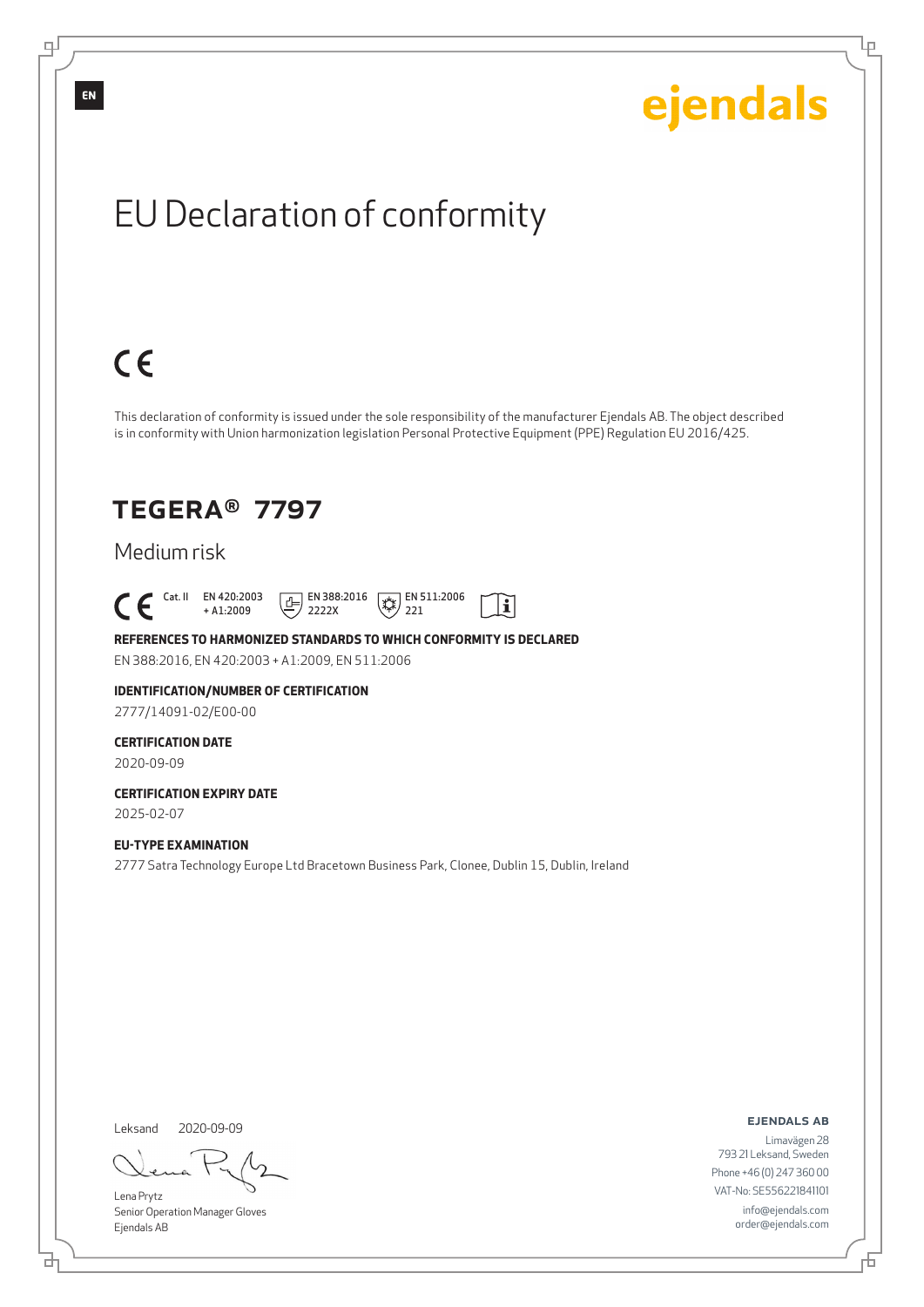EN

ejendals

# EU Declaration of conformity

CE

This declaration of conformity is issued under the sole responsibility of the manufacturer Ejendals AB. The object described is in conformity with Union harmonization legislation Personal Protective Equipment (PPE) Regulation EU 2016/425.

## TEGERA® 7797

Medium risk

CE Cat. II EN 420:2003 + A1:2009 EN 388:2016 2222X EN 511:2006 221

**REFERENCES TO HARMONIZED STANDARDS TO WHICH CONFORMITY IS DECLARED**

EN 388:2016, EN 420:2003 + A1:2009, EN 511:2006

**IDENTIFICATION/NUMBER OF CERTIFICATION**

2777/14091-02/E00-00

**CERTIFICATION DATE**

2020-09-09

**CERTIFICATION EXPIRY DATE**

2025-02-07

**EU-TYPE EXAMINATION**

2777 Satra Technology Europe Ltd Bracetown Business Park, Clonee, Dublin 15, Dublin, Ireland

Leksand 2020-09-09

Lena Prytz
Senior Operation Manager Gloves
Ejendals AB

**EJENDALS AB**
Limavägen 28
793 21 Leksand, Sweden
Phone +46 (0) 247 360 00
VAT-No: SE556221841101
info@ejendals.com
order@ejendals.com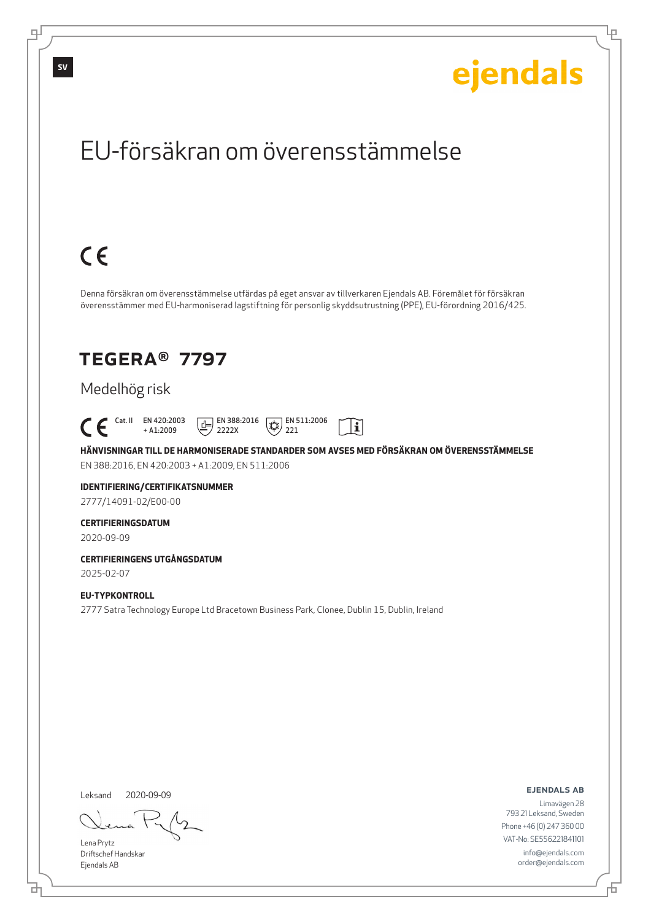ejendals

# EU-försäkran om överensstämmelse

CE

Denna försäkran om överensstämmelse utfärdas på eget ansvar av tillverkaren Ejendals AB. Föremålet för försäkran överensstämmer med EU-harmoniserad lagstiftning för personlig skyddsutrustning (PPE), EU-förordning 2016/425.

## TEGERA® 7797

Medelhög risk

CE Cat. II EN 420:2003 + A1:2009 EN 388:2016 2222X EN 511:2006 221

**HÄNVISNINGAR TILL DE HARMONISERADE STANDARDER SOM AVSES MED FÖRSÄKRAN OM ÖVERENSSTÄMMELSE**

EN 388:2016, EN 420:2003 + A1:2009, EN 511:2006

**IDENTIFIERING/CERTIFIKATSNUMMER**

2777/14091-02/E00-00

**CERTIFIERINGSDATUM**

2020-09-09

**CERTIFIERINGENS UTGÅNGSDATUM**

2025-02-07

**EU-TYPKONTROLL**

2777 Satra Technology Europe Ltd Bracetown Business Park, Clonee, Dublin 15, Dublin, Ireland

Leksand 2020-09-09

Lena Prytz
Driftschef Handskar
Ejendals AB

**EJENDALS AB**
Limavägen 28
793 21 Leksand, Sweden
Phone +46 (0) 247 360 00
VAT-No: SE556221841101
info@ejendals.com
order@ejendals.com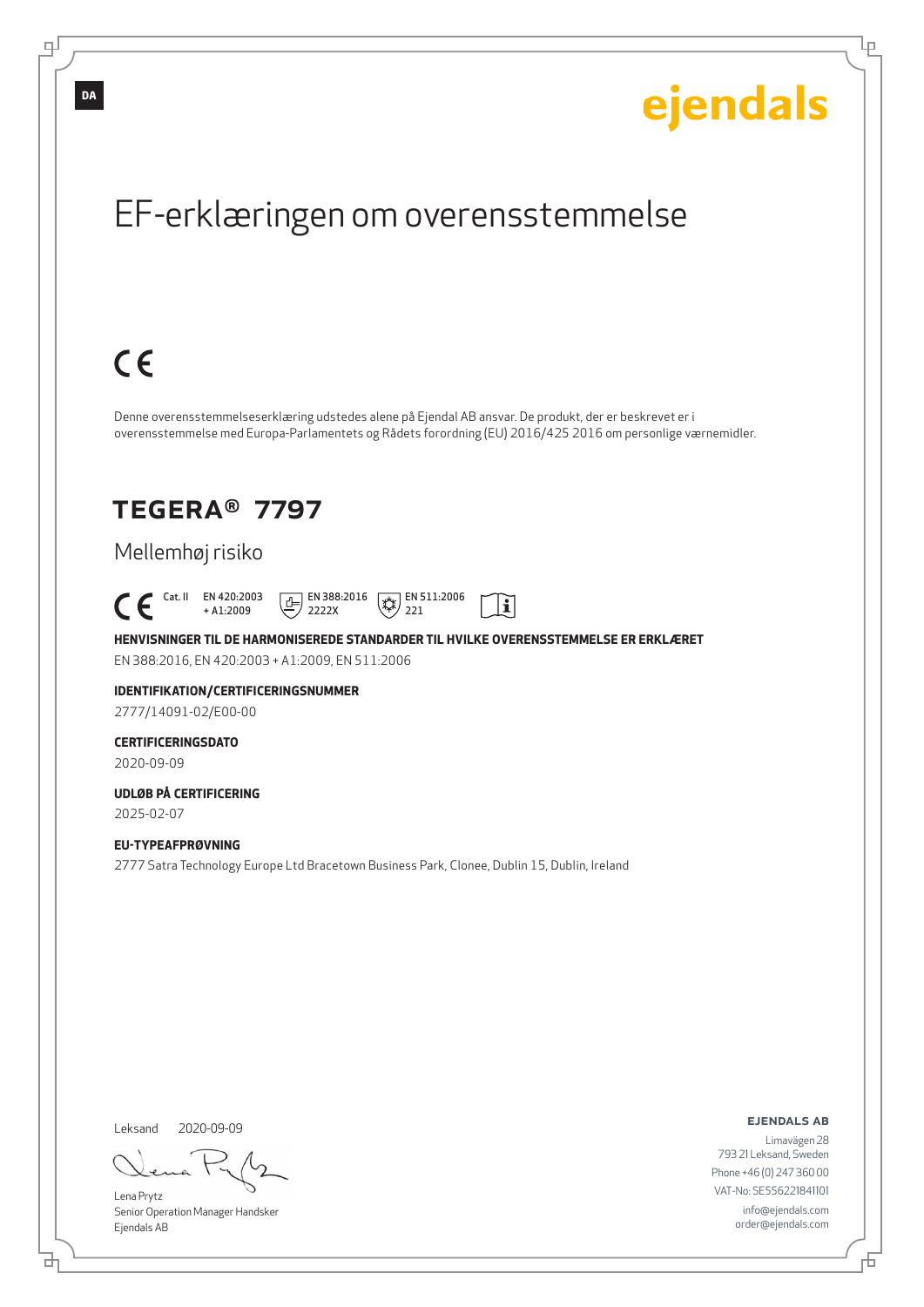DA

ejendals

# EF-erklæringen om overensstemmelse

CE

Denne overensstemmelseserklæring udstedes alene på Ejendal AB ansvar. De produkt, der er beskrevet er i overensstemmelse med Europa-Parlamentets og Rådets forordning (EU) 2016/425 2016 om personlige værnemidler.

## TEGERA® 7797

Mellemhøj risiko

CE Cat. II EN 420:2003 + A1:2009 EN 388:2016 2222X EN 511:2006 221

**HENVISNINGER TIL DE HARMONISEREDE STANDARDER TIL HVILKE OVERENSSTEMMELSE ER ERKLÆRET**

EN 388:2016, EN 420:2003 + A1:2009, EN 511:2006

**IDENTIFIKATION/CERTIFICERINGSNUMMER**

2777/14091-02/E00-00

**CERTIFICERINGSDATO**

2020-09-09

**UDLØB PÅ CERTIFICERING**

2025-02-07

**EU-TYPEAFPRØVNING**

2777 Satra Technology Europe Ltd Bracetown Business Park, Clonee, Dublin 15, Dublin, Ireland

Leksand 2020-09-09

Lena Prytz
Senior Operation Manager Handsker
Ejendals AB

**EJENDALS AB**
Limavägen 28
793 21 Leksand, Sweden
Phone +46 (0) 247 360 00
VAT-No: SE556221841101
info@ejendals.com
order@ejendals.com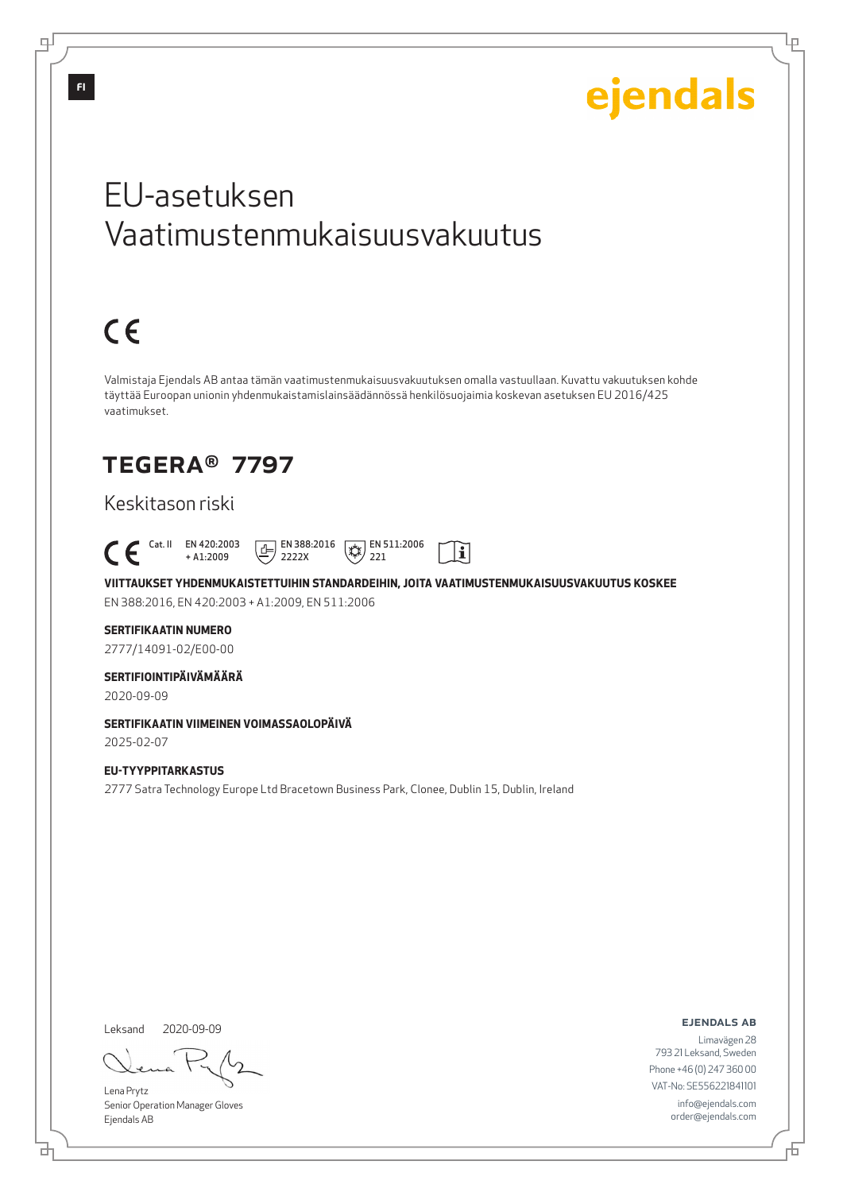ejendals

# EU-asetuksen Vaatimustenmukaisuusvakuutus

CE

Valmistaja Ejendals AB antaa tämän vaatimustenmukaisuusvakuutuksen omalla vastuullaan. Kuvattu vakuutuksen kohde täyttää Euroopan unionin yhdenmukaistamislainsäädännössä henkilösuojaimia koskevan asetuksen EU 2016/425 vaatimukset.

## TEGERA® 7797

Keskitason riski

CE Cat. II EN 420:2003 + A1:2009 EN 388:2016 2222X EN 511:2006 221

**VIITTAUKSET YHDENMUKAISTETTUIHIN STANDARDEIHIN, JOITA VAATIMUSTENMUKAISUUSVAKUUTUS KOSKEE**

EN 388:2016, EN 420:2003 + A1:2009, EN 511:2006

**SERTIFIKAATIN NUMERO**

2777/14091-02/E00-00

**SERTIFIOINTIPÄIVÄMÄÄRÄ**

2020-09-09

**SERTIFIKAATIN VIIMEINEN VOIMASSAOLOPÄIVÄ**

2025-02-07

**EU-TYYPPITARKASTUS**

2777 Satra Technology Europe Ltd Bracetown Business Park, Clonee, Dublin 15, Dublin, Ireland

Leksand 2020-09-09

Lena Prytz
Senior Operation Manager Gloves
Ejendals AB

**EJENDALS AB**
Limavägen 28
793 21 Leksand, Sweden
Phone +46 (0) 247 360 00
VAT-No: SE556221841101
info@ejendals.com
order@ejendals.com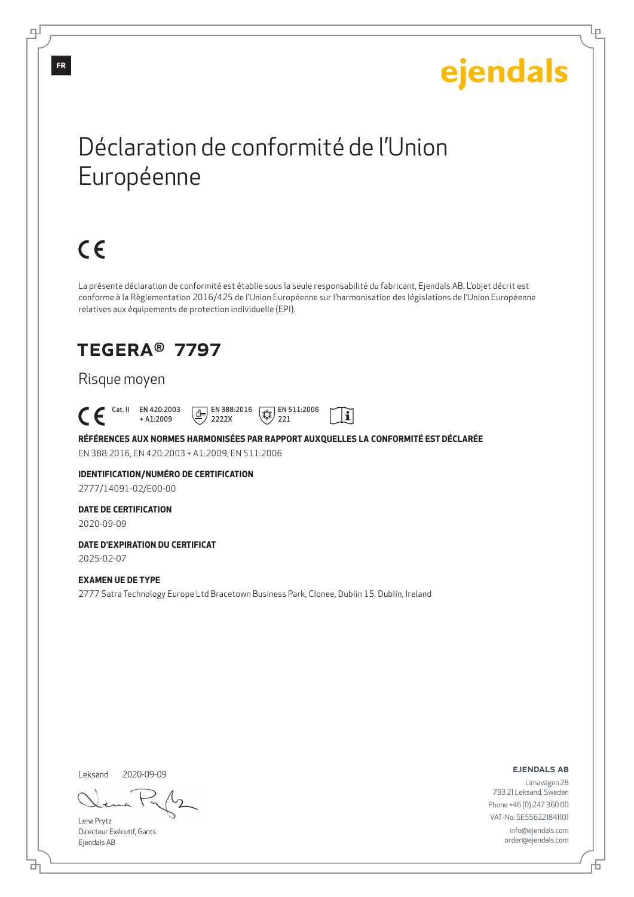# Déclaration de conformité de l'Union Européenne

CE

La présente déclaration de conformité est établie sous la seule responsabilité du fabricant, Ejendals AB. L'objet décrit est conforme à la Règlementation 2016/425 de l'Union Européenne sur l'harmonisation des législations de l'Union Européenne relatives aux équipements de protection individuelle (EPI).

## TEGERA® 7797

Risque moyen

CE Cat. II EN 420:2003 + A1:2009 EN 388:2016 2222X EN 511:2006 221

**RÉFÉRENCES AUX NORMES HARMONISÉES PAR RAPPORT AUXQUELLES LA CONFORMITÉ EST DÉCLARÉE**

EN 388:2016, EN 420:2003 + A1:2009, EN 511:2006

**IDENTIFICATION/NUMÉRO DE CERTIFICATION**

2777/14091-02/E00-00

**DATE DE CERTIFICATION**

2020-09-09

**DATE D'EXPIRATION DU CERTIFICAT**

2025-02-07

**EXAMEN UE DE TYPE**

2777 Satra Technology Europe Ltd Bracetown Business Park, Clonee, Dublin 15, Dublin, Ireland

Leksand 2020-09-09

Lena Prytz
Directeur Exécutif, Gants
Ejendals AB

**EJENDALS AB**
Limavägen 28
793 21 Leksand, Sweden
Phone +46 (0) 247 360 00
VAT-No: SE556221841101
info@ejendals.com
order@ejendals.com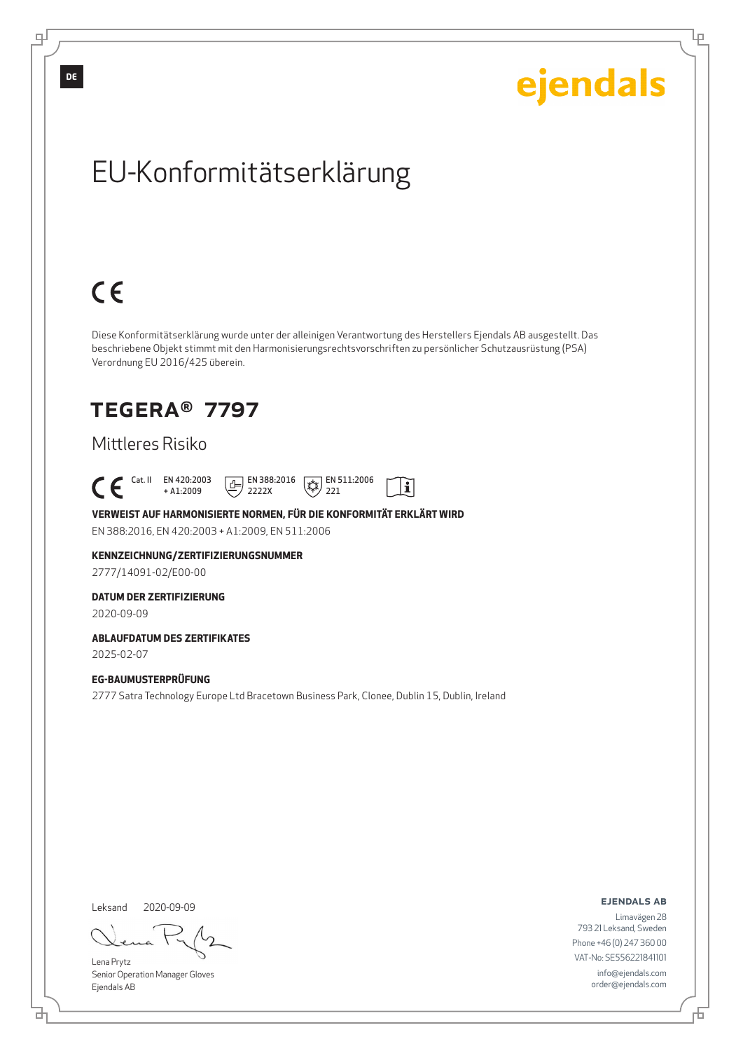DE

ejendals

# EU-Konformitätserklärung

CE

Diese Konformitätserklärung wurde unter der alleinigen Verantwortung des Herstellers Ejendals AB ausgestellt. Das beschriebene Objekt stimmt mit den Harmonisierungsrechtsvorschriften zu persönlicher Schutzausrüstung (PSA) Verordnung EU 2016/425 überein.

## TEGERA® 7797

Mittleres Risiko

CE Cat. II EN 420:2003 + A1:2009 EN 388:2016 2222X EN 511:2006 221

**VERWEIST AUF HARMONISIERTE NORMEN, FÜR DIE KONFORMITÄT ERKLÄRT WIRD**

EN 388:2016, EN 420:2003 + A1:2009, EN 511:2006

**KENNZEICHNUNG/ZERTIFIZIERUNGSNUMMER**

2777/14091-02/E00-00

**DATUM DER ZERTIFIZIERUNG**

2020-09-09

**ABLAUFDATUM DES ZERTIFIKATES**

2025-02-07

**EG-BAUMUSTERPRÜFUNG**

2777 Satra Technology Europe Ltd Bracetown Business Park, Clonee, Dublin 15, Dublin, Ireland

Leksand 2020-09-09

Lena Prytz
Senior Operation Manager Gloves
Ejendals AB

**EJENDALS AB**
Limavägen 28
793 21 Leksand, Sweden
Phone +46 (0) 247 360 00
VAT-No: SE556221841101
info@ejendals.com
order@ejendals.com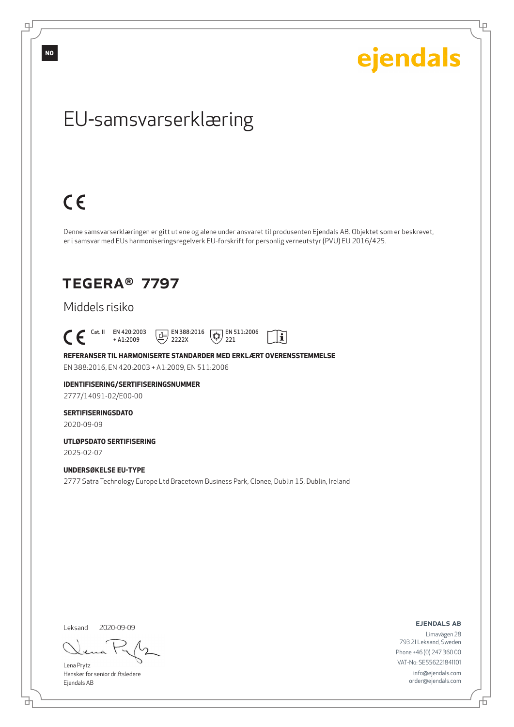NO

ejendals

# EU-samsvarserklæring

CE

Denne samsvarserklæringen er gitt ut ene og alene under ansvaret til produsenten Ejendals AB. Objektet som er beskrevet, er i samsvar med EUs harmoniseringsregelverk EU-forskrift for personlig verneutstyr (PVU) EU 2016/425.

## TEGERA® 7797

Middels risiko

CE Cat. II EN 420:2003 + A1:2009 EN 388:2016 2222X EN 511:2006 221

**REFERANSER TIL HARMONISERTE STANDARDER MED ERKLÆRT OVERENSSTEMMELSE**

EN 388:2016, EN 420:2003 + A1:2009, EN 511:2006

**IDENTIFISERING/SERTIFISERINGSNUMMER**

2777/14091-02/E00-00

**SERTIFISERINGSDATO**

2020-09-09

**UTLØPSDATO SERTIFISERING**

2025-02-07

**UNDERSØKELSE EU-TYPE**

2777 Satra Technology Europe Ltd Bracetown Business Park, Clonee, Dublin 15, Dublin, Ireland

Leksand 2020-09-09

Lena Prytz
Hansker for senior driftsledere
Ejendals AB

**EJENDALS AB**

Limavägen 28
793 21 Leksand, Sweden
Phone +46 (0) 247 360 00
VAT-No: SE556221841101
info@ejendals.com
order@ejendals.com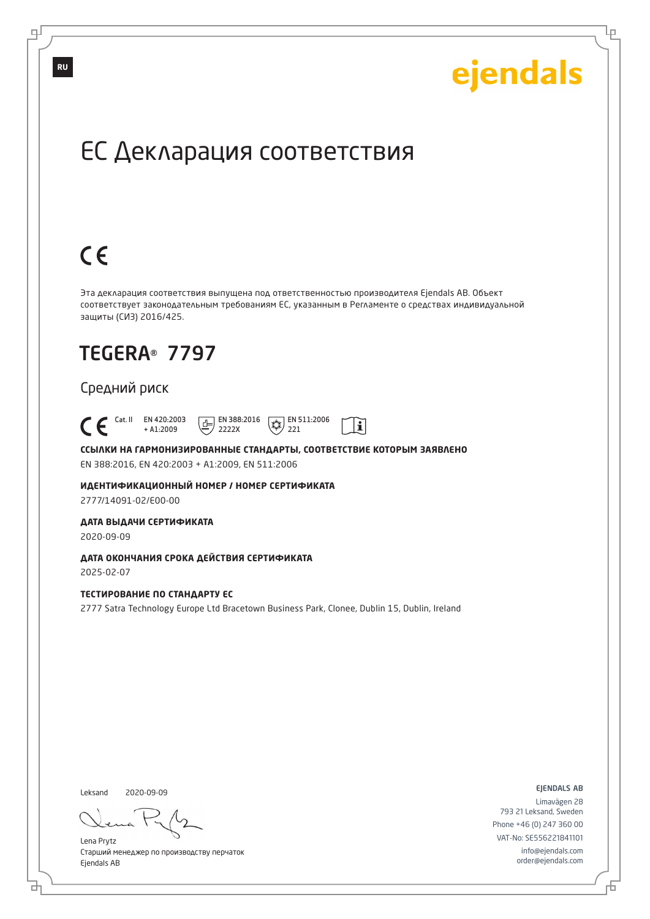RU

ejendals

# ЕС Декларация соответствия

CE

Эта декларация соответствия выпущена под ответственностью производителя Ejendals AB. Объект соответствует законодательным требованиям ЕС, указанным в Регламенте о средствах индивидуальной защиты (СИЗ) 2016/425.

## TEGERA® 7797

Средний риск

CE Cat. II EN 420:2003 + A1:2009 EN 388:2016 2222X EN 511:2006 221

**ССЫЛКИ НА ГАРМОНИЗИРОВАННЫЕ СТАНДАРТЫ, СООТВЕТСТВИЕ КОТОРЫМ ЗАЯВЛЕНО**

EN 388:2016, EN 420:2003 + A1:2009, EN 511:2006

**ИДЕНТИФИКАЦИОННЫЙ НОМЕР / НОМЕР СЕРТИФИКАТА**

2777/14091-02/E00-00

**ДАТА ВЫДАЧИ СЕРТИФИКАТА**

2020-09-09

**ДАТА ОКОНЧАНИЯ СРОКА ДЕЙСТВИЯ СЕРТИФИКАТА**

2025-02-07

**ТЕСТИРОВАНИЕ ПО СТАНДАРТУ ЕС**

2777 Satra Technology Europe Ltd Bracetown Business Park, Clonee, Dublin 15, Dublin, Ireland

Leksand 2020-09-09

Lena Prytz
Старший менеджер по производству перчаток
Ejendals AB

EJENDALS AB
Limavägen 28
793 21 Leksand, Sweden
Phone +46 (0) 247 360 00
VAT-No: SE556221841101
info@ejendals.com
order@ejendals.com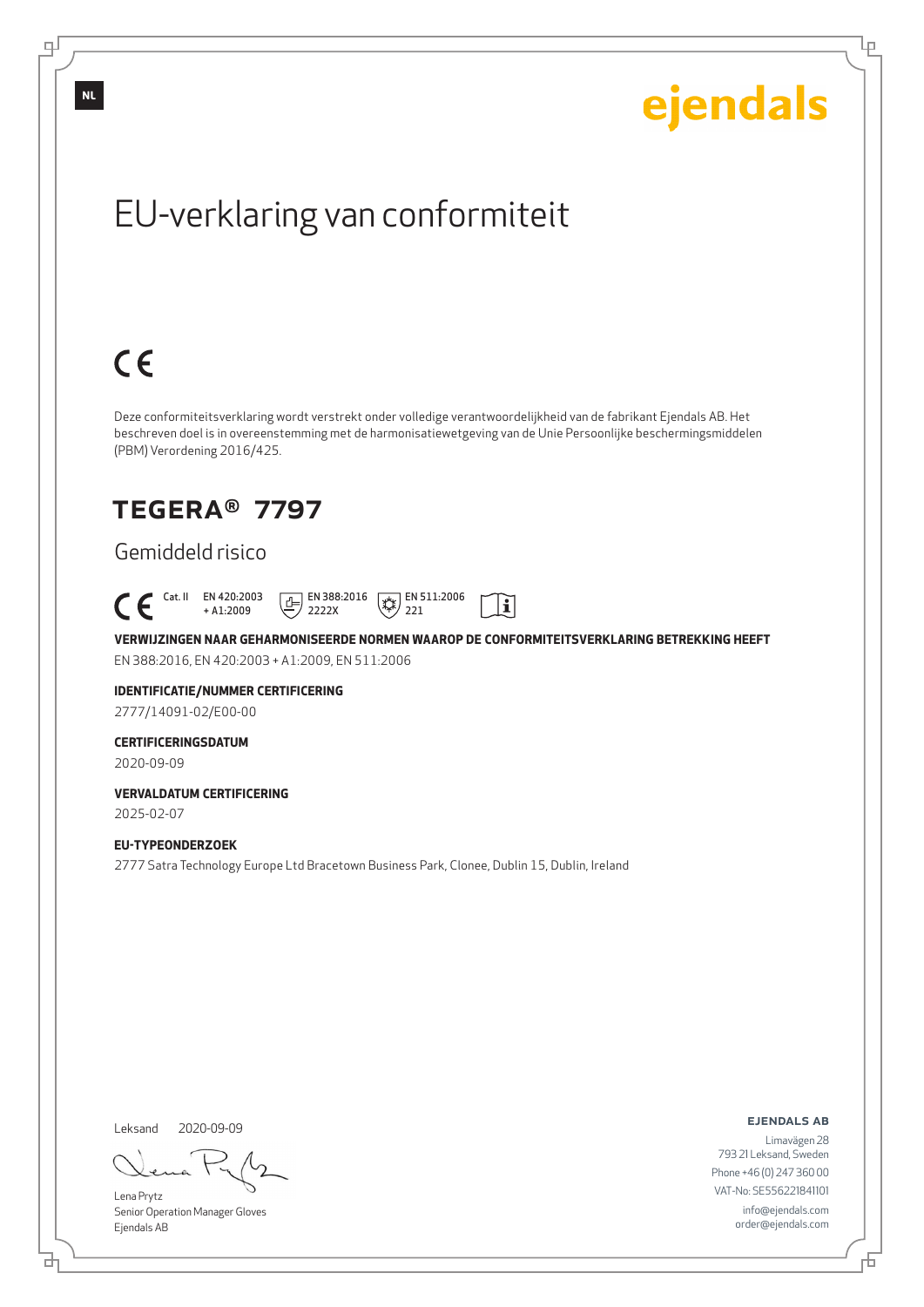NL

ejendals

# EU-verklaring van conformiteit

CE

Deze conformiteitsverklaring wordt verstrekt onder volledige verantwoordelijkheid van de fabrikant Ejendals AB. Het beschreven doel is in overeenstemming met de harmonisatiewetgeving van de Unie Persoonlijke beschermingsmiddelen (PBM) Verordening 2016/425.

## TEGERA® 7797

### Gemiddeld risico

CE Cat. II EN 420:2003 + A1:2009 EN 388:2016 2222X EN 511:2006 221

**VERWIJZINGEN NAAR GEHARMONISEERDE NORMEN WAAROP DE CONFORMITEITSVERKLARING BETREKKING HEEFT**

EN 388:2016, EN 420:2003 + A1:2009, EN 511:2006

**IDENTIFICATIE/NUMMER CERTIFICERING**

2777/14091-02/E00-00

**CERTIFICERINGSDATUM**

2020-09-09

**VERVALDATUM CERTIFICERING**

2025-02-07

**EU-TYPEONDERZOEK**

2777 Satra Technology Europe Ltd Bracetown Business Park, Clonee, Dublin 15, Dublin, Ireland

Leksand 2020-09-09

Lena Prytz
Senior Operation Manager Gloves
Ejendals AB

**EJENDALS AB**

Limavägen 28
793 21 Leksand, Sweden
Phone +46 (0) 247 360 00
VAT-No: SE556221841101
info@ejendals.com
order@ejendals.com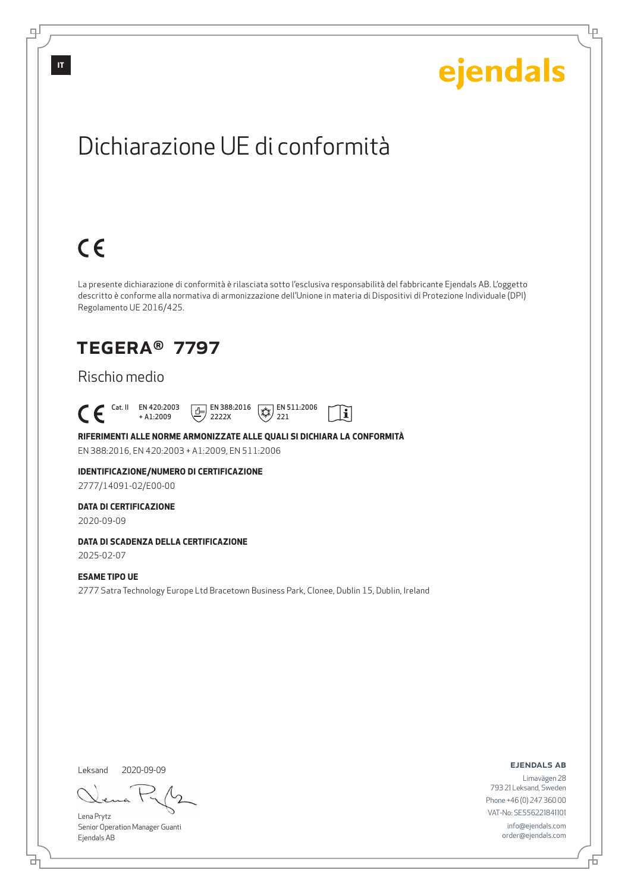IT

ejendals

# Dichiarazione UE di conformità

CE

La presente dichiarazione di conformità è rilasciata sotto l'esclusiva responsabilità del fabbricante Ejendals AB. L'oggetto descritto è conforme alla normativa di armonizzazione dell'Unione in materia di Dispositivi di Protezione Individuale (DPI) Regolamento UE 2016/425.

## TEGERA® 7797

### Rischio medio

CE Cat. II EN 420:2003 + A1:2009 EN 388:2016 2222X EN 511:2006 221

**RIFERIMENTI ALLE NORME ARMONIZZATE ALLE QUALI SI DICHIARA LA CONFORMITÀ**

EN 388:2016, EN 420:2003 + A1:2009, EN 511:2006

**IDENTIFICAZIONE/NUMERO DI CERTIFICAZIONE**

2777/14091-02/E00-00

**DATA DI CERTIFICAZIONE**

2020-09-09

**DATA DI SCADENZA DELLA CERTIFICAZIONE**

2025-02-07

**ESAME TIPO UE**

2777 Satra Technology Europe Ltd Bracetown Business Park, Clonee, Dublin 15, Dublin, Ireland

Leksand 2020-09-09

Lena Prytz
Senior Operation Manager Guanti
Ejendals AB

**EJENDALS AB**

Limavägen 28
793 21 Leksand, Sweden
Phone +46 (0) 247 360 00
VAT-No: SE556221841101
info@ejendals.com
order@ejendals.com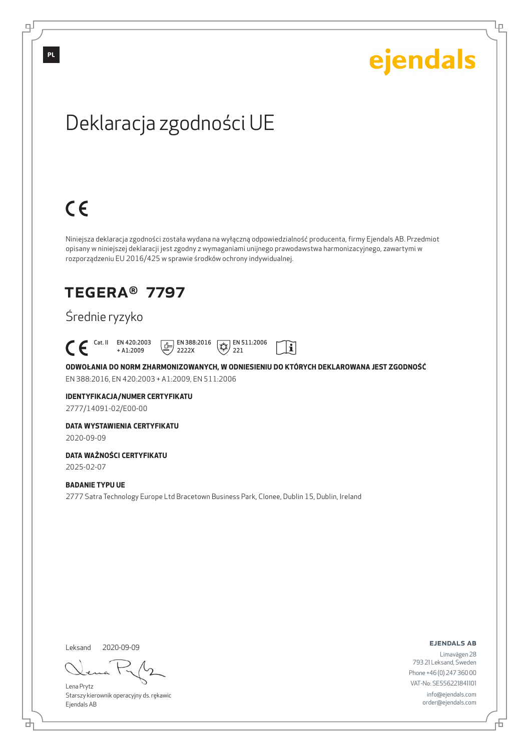PL

ejendals

# Deklaracja zgodności UE

CE

Niniejsza deklaracja zgodności została wydana na wyłączną odpowiedzialność producenta, firmy Ejendals AB. Przedmiot opisany w niniejszej deklaracji jest zgodny z wymaganiami unijnego prawodawstwa harmonizacyjnego, zawartymi w rozporządzeniu EU 2016/425 w sprawie środków ochrony indywidualnej.

## TEGERA® 7797

Średnie ryzyko

CE Cat. II EN 420:2003 + A1:2009 EN 388:2016 2222X EN 511:2006 221

**ODWOŁANIA DO NORM ZHARMONIZOWANYCH, W ODNIESIENIU DO KTÓRYCH DEKLAROWANA JEST ZGODNOŚĆ**

EN 388:2016, EN 420:2003 + A1:2009, EN 511:2006

**IDENTYFIKACJA/NUMER CERTYFIKATU**

2777/14091-02/E00-00

**DATA WYSTAWIENIA CERTYFIKATU**

2020-09-09

**DATA WAŻNOŚCI CERTYFIKATU**

2025-02-07

**BADANIE TYPU UE**

2777 Satra Technology Europe Ltd Bracetown Business Park, Clonee, Dublin 15, Dublin, Ireland

Leksand 2020-09-09

Lena Prytz
Starszy kierownik operacyjny ds. rękawic
Ejendals AB

**EJENDALS AB**

Limavägen 28
793 21 Leksand, Sweden
Phone +46 (0) 247 360 00
VAT-No: SE556221841101
info@ejendals.com
order@ejendals.com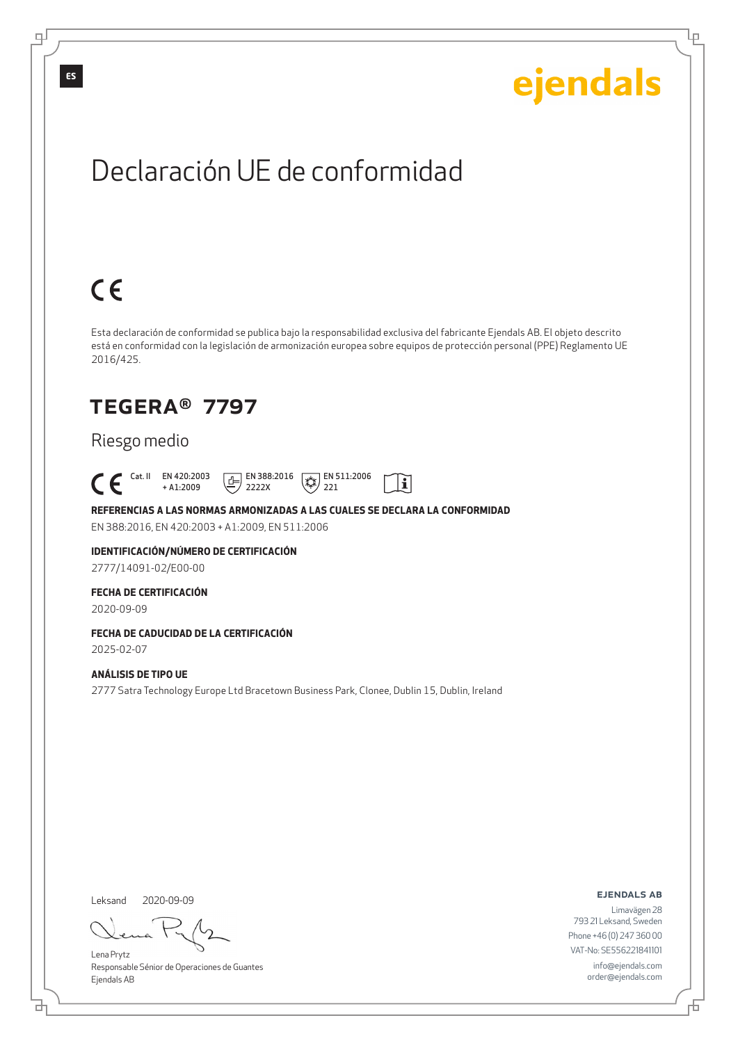ES

ejendals

# Declaración UE de conformidad

CE

Esta declaración de conformidad se publica bajo la responsabilidad exclusiva del fabricante Ejendals AB. El objeto descrito está en conformidad con la legislación de armonización europea sobre equipos de protección personal (PPE) Reglamento UE 2016/425.

## TEGERA® 7797

Riesgo medio

CE Cat. II EN 420:2003 + A1:2009 EN 388:2016 2222X EN 511:2006 221

**REFERENCIAS A LAS NORMAS ARMONIZADAS A LAS CUALES SE DECLARA LA CONFORMIDAD**

EN 388:2016, EN 420:2003 + A1:2009, EN 511:2006

**IDENTIFICACIÓN/NÚMERO DE CERTIFICACIÓN**

2777/14091-02/E00-00

**FECHA DE CERTIFICACIÓN**

2020-09-09

**FECHA DE CADUCIDAD DE LA CERTIFICACIÓN**

2025-02-07

**ANÁLISIS DE TIPO UE**

2777 Satra Technology Europe Ltd Bracetown Business Park, Clonee, Dublin 15, Dublin, Ireland

Leksand 2020-09-09

Lena Prytz
Responsable Sénior de Operaciones de Guantes
Ejendals AB

**EJENDALS AB**

Limavägen 28
793 21 Leksand, Sweden
Phone +46 (0) 247 360 00
VAT-No: SE556221841101
info@ejendals.com
order@ejendals.com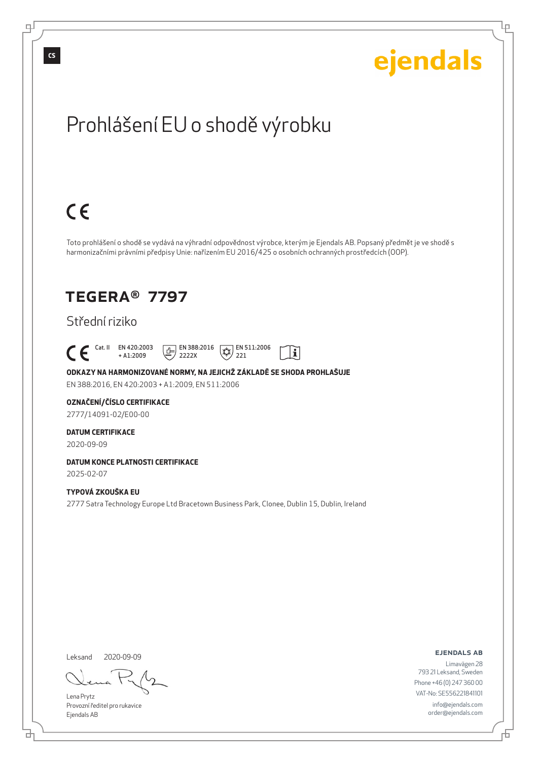CS

ejendals

# Prohlášení EU o shodě výrobku

CE

Toto prohlášení o shodě se vydává na výhradní odpovědnost výrobce, kterým je Ejendals AB. Popsaný předmět je ve shodě s harmonizačními právními předpisy Unie: nařízením EU 2016/425 o osobních ochranných prostředcích (OOP).

## TEGERA® 7797

Střední riziko

CE Cat. II EN 420:2003 + A1:2009 EN 388:2016 2222X EN 511:2006 221

**ODKAZY NA HARMONIZOVANÉ NORMY, NA JEJICHŽ ZÁKLADĚ SE SHODA PROHLAŠUJE**

EN 388:2016, EN 420:2003 + A1:2009, EN 511:2006

**OZNAČENÍ/ČÍSLO CERTIFIKACE**

2777/14091-02/E00-00

**DATUM CERTIFIKACE**

2020-09-09

**DATUM KONCE PLATNOSTI CERTIFIKACE**

2025-02-07

**TYPOVÁ ZKOUŠKA EU**

2777 Satra Technology Europe Ltd Bracetown Business Park, Clonee, Dublin 15, Dublin, Ireland

Leksand 2020-09-09

Lena Prytz
Provozní ředitel pro rukavice
Ejendals AB

**EJENDALS AB**
Limavägen 28
793 21 Leksand, Sweden
Phone +46 (0) 247 360 00
VAT-No: SE556221841101
info@ejendals.com
order@ejendals.com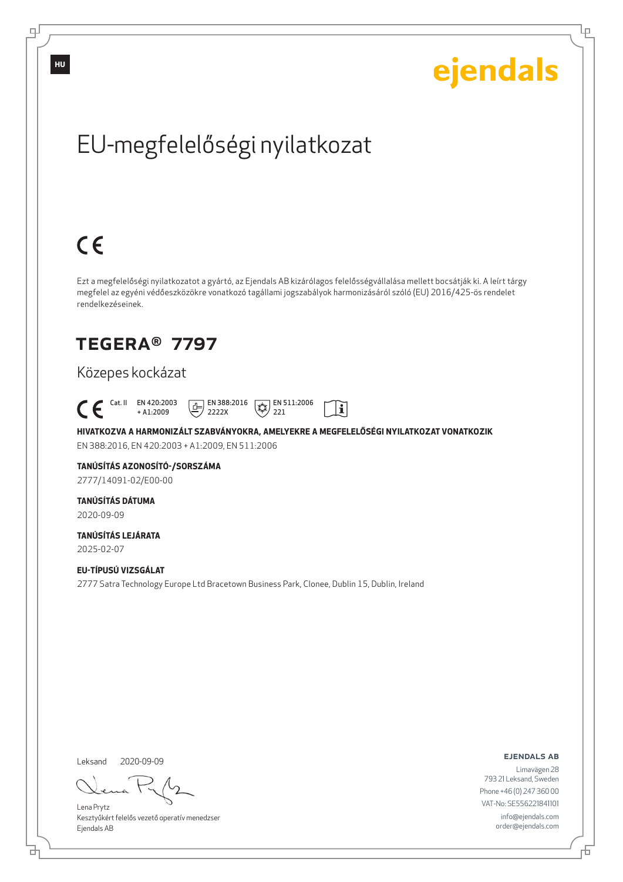HU

ejendals

# EU-megfelelőségi nyilatkozat

CE

Ezt a megfelelőségi nyilatkozatot a gyártó, az Ejendals AB kizárólagos felelősségvállalása mellett bocsátják ki. A leírt tárgy megfelel az egyéni védőeszközökre vonatkozó tagállami jogszabályok harmonizásáról szóló (EU) 2016/425-ös rendelet rendelkezéseinek.

## TEGERA® 7797

Közepes kockázat

CE Cat. II EN 420:2003 + A1:2009 EN 388:2016 2222X EN 511:2006 221

**HIVATKOZVA A HARMONIZÁLT SZABVÁNYOKRA, AMELYEKRE A MEGFELELŐSÉGI NYILATKOZAT VONATKOZIK**

EN 388:2016, EN 420:2003 + A1:2009, EN 511:2006

**TANÚSÍTÁS AZONOSÍTÓ-/SORSZÁMA**

2777/14091-02/E00-00

**TANÚSÍTÁS DÁTUMA**

2020-09-09

**TANÚSÍTÁS LEJÁRATA**

2025-02-07

**EU-TÍPUSÚ VIZSGÁLAT**

2777 Satra Technology Europe Ltd Bracetown Business Park, Clonee, Dublin 15, Dublin, Ireland

Leksand 2020-09-09

Lena Prytz
Kesztyűkért felelős vezető operatív menedzser
Ejendals AB

**EJENDALS AB**

Limavägen 28
793 21 Leksand, Sweden
Phone +46 (0) 247 360 00
VAT-No: SE556221841101
info@ejendals.com
order@ejendals.com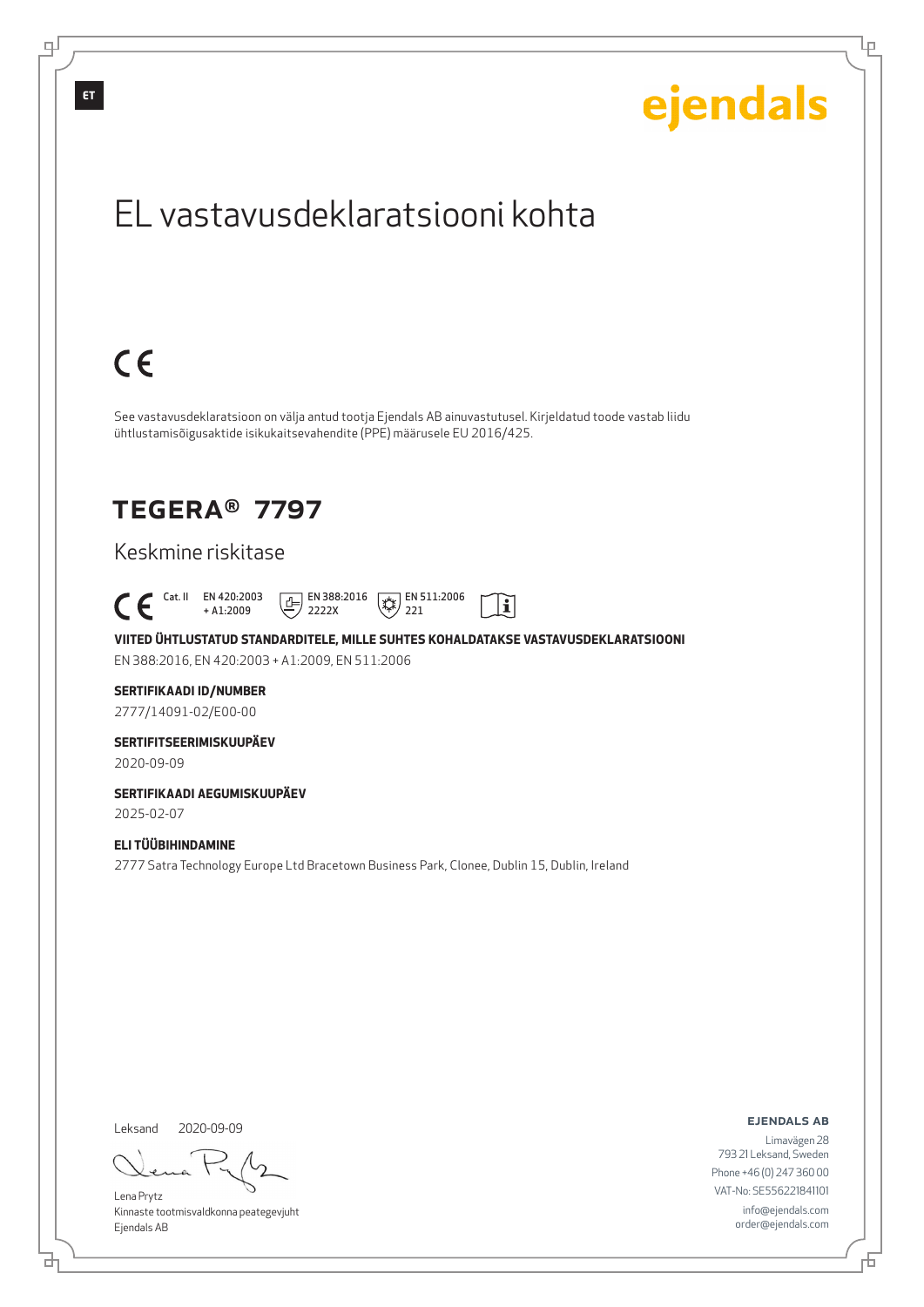ET

ejendals

# EL vastavusdeklaratsiooni kohta

CE

See vastavusdeklaratsioon on välja antud tootja Ejendals AB ainuvastutusel. Kirjeldatud toode vastab liidu ühtlustamisõigusaktide isikukaitsevahendite (PPE) määrusele EU 2016/425.

## TEGERA® 7797

Keskmine riskitase

CE Cat. II EN 420:2003 + A1:2009 EN 388:2016 2222X EN 511:2006 221

**VIITED ÜHTLUSTATUD STANDARDITELE, MILLE SUHTES KOHALDATAKSE VASTAVUSDEKLARATSIOONI**

EN 388:2016, EN 420:2003 + A1:2009, EN 511:2006

**SERTIFIKAADI ID/NUMBER**

2777/14091-02/E00-00

**SERTIFITSEERIMISKUUPÄEV**

2020-09-09

**SERTIFIKAADI AEGUMISKUUPÄEV**

2025-02-07

**ELI TÜÜBIHINDAMINE**

2777 Satra Technology Europe Ltd Bracetown Business Park, Clonee, Dublin 15, Dublin, Ireland

Leksand 2020-09-09

Lena Prytz
Kinnaste tootmisvaldkonna peategevjuht
Ejendals AB

**EJENDALS AB**

Limavägen 28
793 21 Leksand, Sweden
Phone +46 (0) 247 360 00
VAT-No: SE556221841101
info@ejendals.com
order@ejendals.com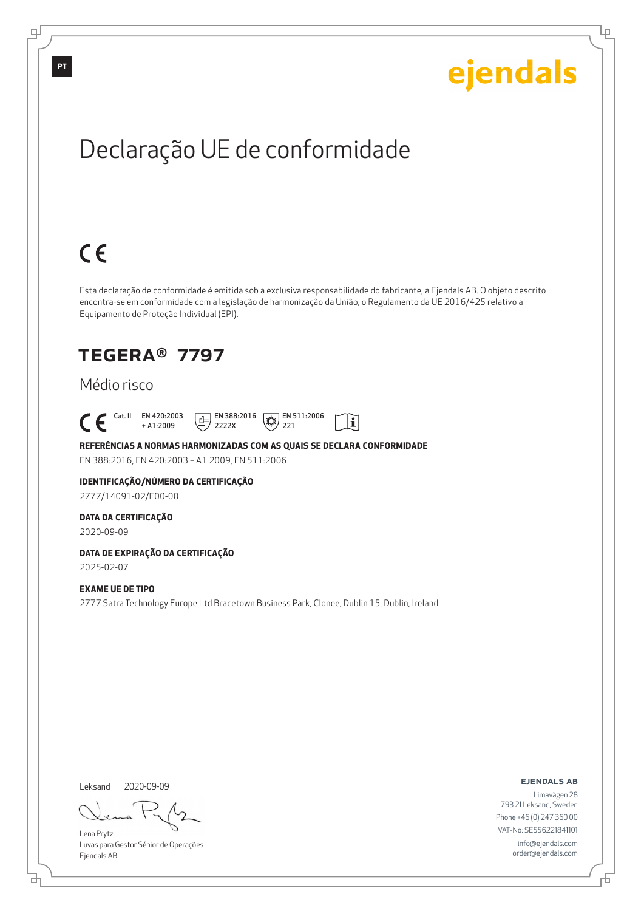PT

ejendals

# Declaração UE de conformidade

CE

Esta declaração de conformidade é emitida sob a exclusiva responsabilidade do fabricante, a Ejendals AB. O objeto descrito encontra-se em conformidade com a legislação de harmonização da União, o Regulamento da UE 2016/425 relativo a Equipamento de Proteção Individual (EPI).

## TEGERA® 7797

Médio risco

CE Cat. II EN 420:2003 + A1:2009 EN 388:2016 2222X EN 511:2006 221

**REFERÊNCIAS A NORMAS HARMONIZADAS COM AS QUAIS SE DECLARA CONFORMIDADE**

EN 388:2016, EN 420:2003 + A1:2009, EN 511:2006

**IDENTIFICAÇÃO/NÚMERO DA CERTIFICAÇÃO**

2777/14091-02/E00-00

**DATA DA CERTIFICAÇÃO**

2020-09-09

**DATA DE EXPIRAÇÃO DA CERTIFICAÇÃO**

2025-02-07

**EXAME UE DE TIPO**

2777 Satra Technology Europe Ltd Bracetown Business Park, Clonee, Dublin 15, Dublin, Ireland

Leksand 2020-09-09

Lena Prytz
Luvas para Gestor Sénior de Operações
Ejendals AB

**EJENDALS AB**

Limavägen 28
793 21 Leksand, Sweden
Phone +46 (0) 247 360 00
VAT-No: SE556221841101
info@ejendals.com
order@ejendals.com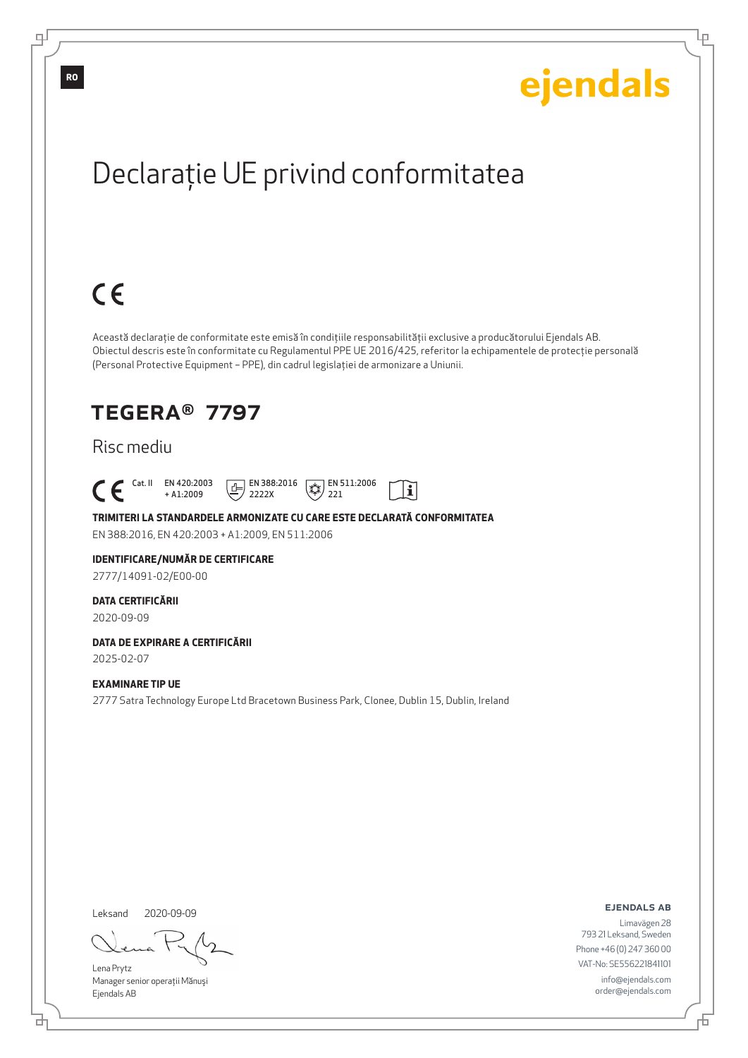RO

ejendals

# Declarație UE privind conformitatea

CE

Această declarație de conformitate este emisă în condițiile responsabilității exclusive a producătorului Ejendals AB. Obiectul descris este în conformitate cu Regulamentul PPE UE 2016/425, referitor la echipamentele de protecție personală (Personal Protective Equipment – PPE), din cadrul legislației de armonizare a Uniunii.

## TEGERA® 7797

Risc mediu

CE Cat. II EN 420:2003 + A1:2009 EN 388:2016 2222X EN 511:2006 221

**TRIMITERI LA STANDARDELE ARMONIZATE CU CARE ESTE DECLARATĂ CONFORMITATEA**

EN 388:2016, EN 420:2003 + A1:2009, EN 511:2006

**IDENTIFICARE/NUMĂR DE CERTIFICARE**

2777/14091-02/E00-00

**DATA CERTIFICĂRII**

2020-09-09

**DATA DE EXPIRARE A CERTIFICĂRII**

2025-02-07

**EXAMINARE TIP UE**

2777 Satra Technology Europe Ltd Bracetown Business Park, Clonee, Dublin 15, Dublin, Ireland

Leksand 2020-09-09

Lena Prytz
Manager senior operații Mănuși
Ejendals AB

**EJENDALS AB**

Limavägen 28
793 21 Leksand, Sweden
Phone +46 (0) 247 360 00
VAT-No: SE556221841101
info@ejendals.com
order@ejendals.com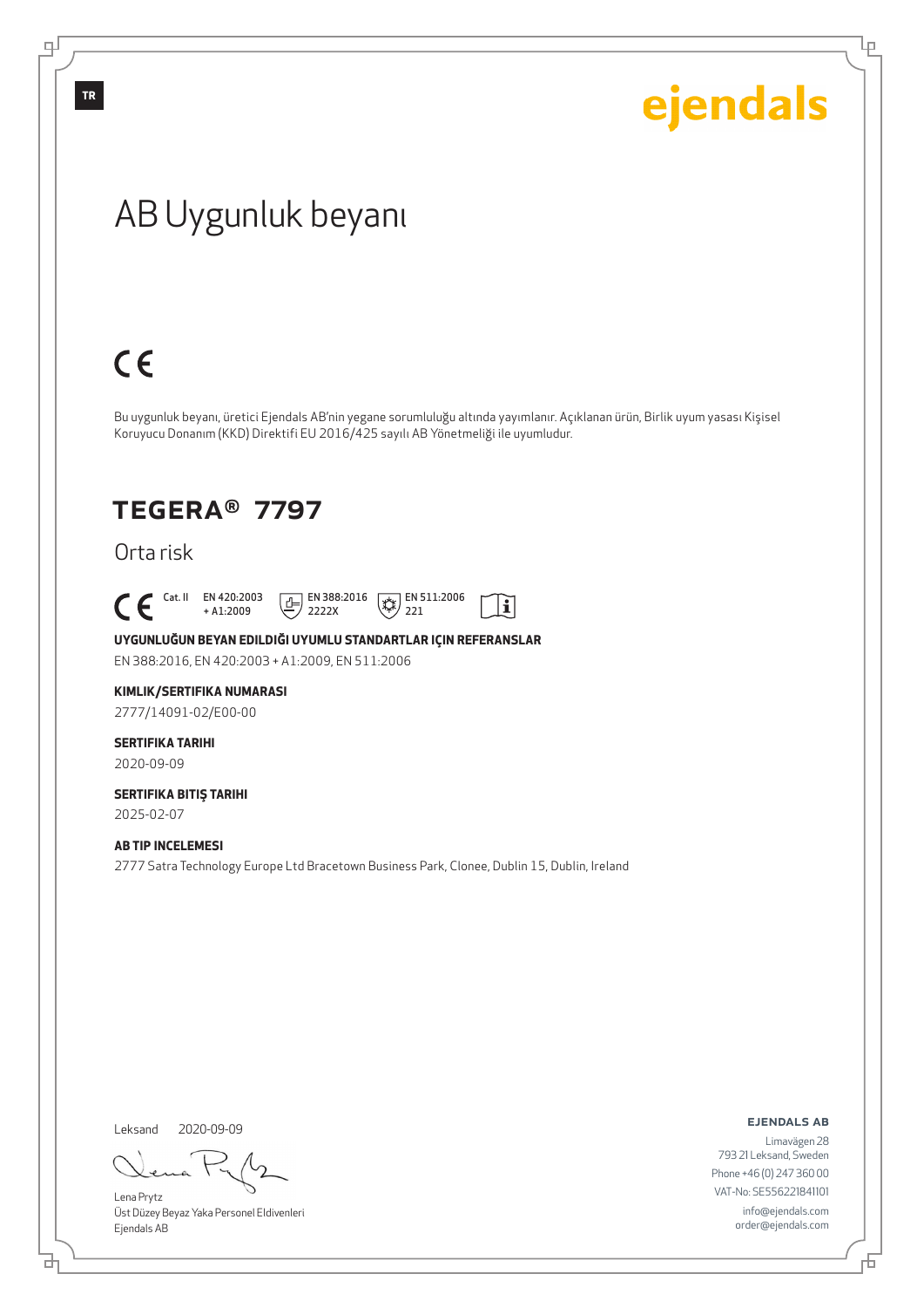TR

ejendals

# AB Uygunluk beyanı

CE

Bu uygunluk beyanı, üretici Ejendals AB'nin yegane sorumluluğu altında yayımlanır. Açıklanan ürün, Birlik uyum yasası Kişisel Koruyucu Donanım (KKD) Direktifi EU 2016/425 sayılı AB Yönetmeliği ile uyumludur.

## TEGERA® 7797

Orta risk

CE Cat. II EN 420:2003 + A1:2009 EN 388:2016 2222X EN 511:2006 221

**UYGUNLUĞUN BEYAN EDILDIĞI UYUMLU STANDARTLAR IÇIN REFERANSLAR**

EN 388:2016, EN 420:2003 + A1:2009, EN 511:2006

**KIMLIK/SERTIFIKA NUMARASI**

2777/14091-02/E00-00

**SERTIFIKA TARIHI**

2020-09-09

**SERTIFIKA BITIŞ TARIHI**

2025-02-07

**AB TIP INCELEMESI**

2777 Satra Technology Europe Ltd Bracetown Business Park, Clonee, Dublin 15, Dublin, Ireland

Leksand 2020-09-09

Lena Prytz
Üst Düzey Beyaz Yaka Personel Eldivenleri
Ejendals AB

**EJENDALS AB**

Limavägen 28
793 21 Leksand, Sweden
Phone +46 (0) 247 360 00
VAT-No: SE556221841101
info@ejendals.com
order@ejendals.com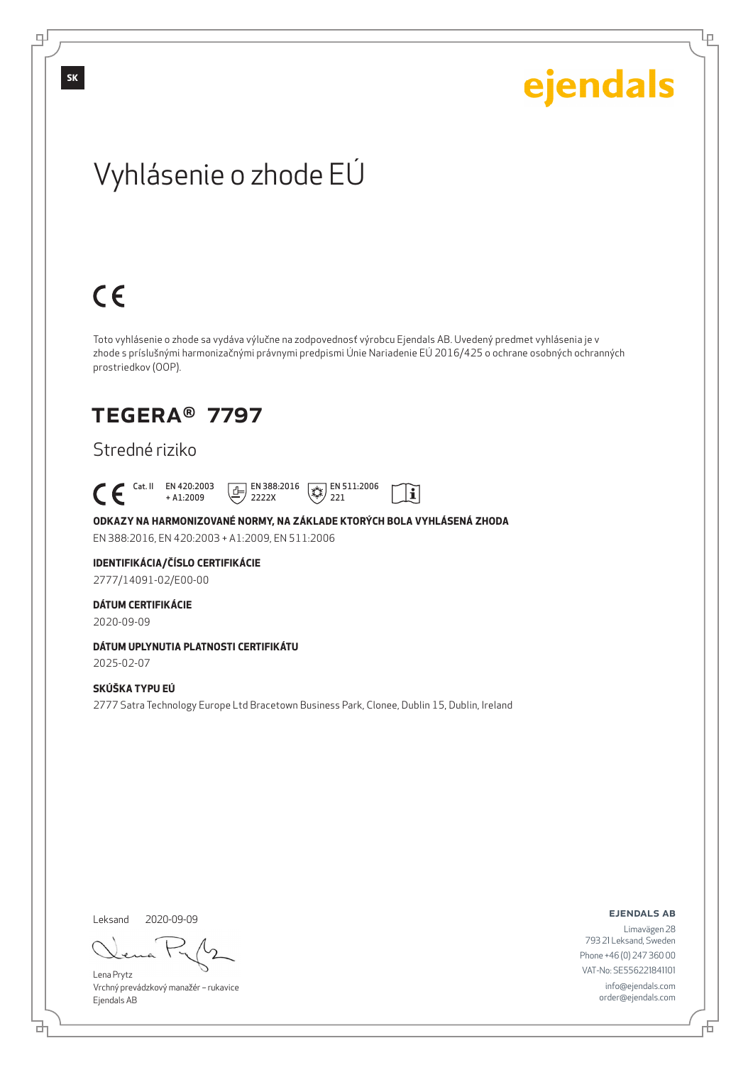SK

ejendals

# Vyhlásenie o zhode EÚ

CE

Toto vyhlásenie o zhode sa vydáva výlučne na zodpovednosť výrobcu Ejendals AB. Uvedený predmet vyhlásenia je v zhode s príslušnými harmonizačnými právnymi predpismi Únie Nariadenie EÚ 2016/425 o ochrane osobných ochranných prostriedkov (OOP).

## TEGERA® 7797

### Stredné riziko

CE Cat. II EN 420:2003 + A1:2009 EN 388:2016 2222X EN 511:2006 221

**ODKAZY NA HARMONIZOVANÉ NORMY, NA ZÁKLADE KTORÝCH BOLA VYHLÁSENÁ ZHODA**

EN 388:2016, EN 420:2003 + A1:2009, EN 511:2006

**IDENTIFIKÁCIA/ČÍSLO CERTIFIKÁCIE**

2777/14091-02/E00-00

**DÁTUM CERTIFIKÁCIE**

2020-09-09

**DÁTUM UPLYNUTIA PLATNOSTI CERTIFIKÁTU**

2025-02-07

**SKÚŠKA TYPU EÚ**

2777 Satra Technology Europe Ltd Bracetown Business Park, Clonee, Dublin 15, Dublin, Ireland

Leksand 2020-09-09

Lena Prytz
Vrchný prevádzkový manažér – rukavice
Ejendals AB

**EJENDALS AB**
Limavägen 28
793 21 Leksand, Sweden
Phone +46 (0) 247 360 00
VAT-No: SE556221841101
info@ejendals.com
order@ejendals.com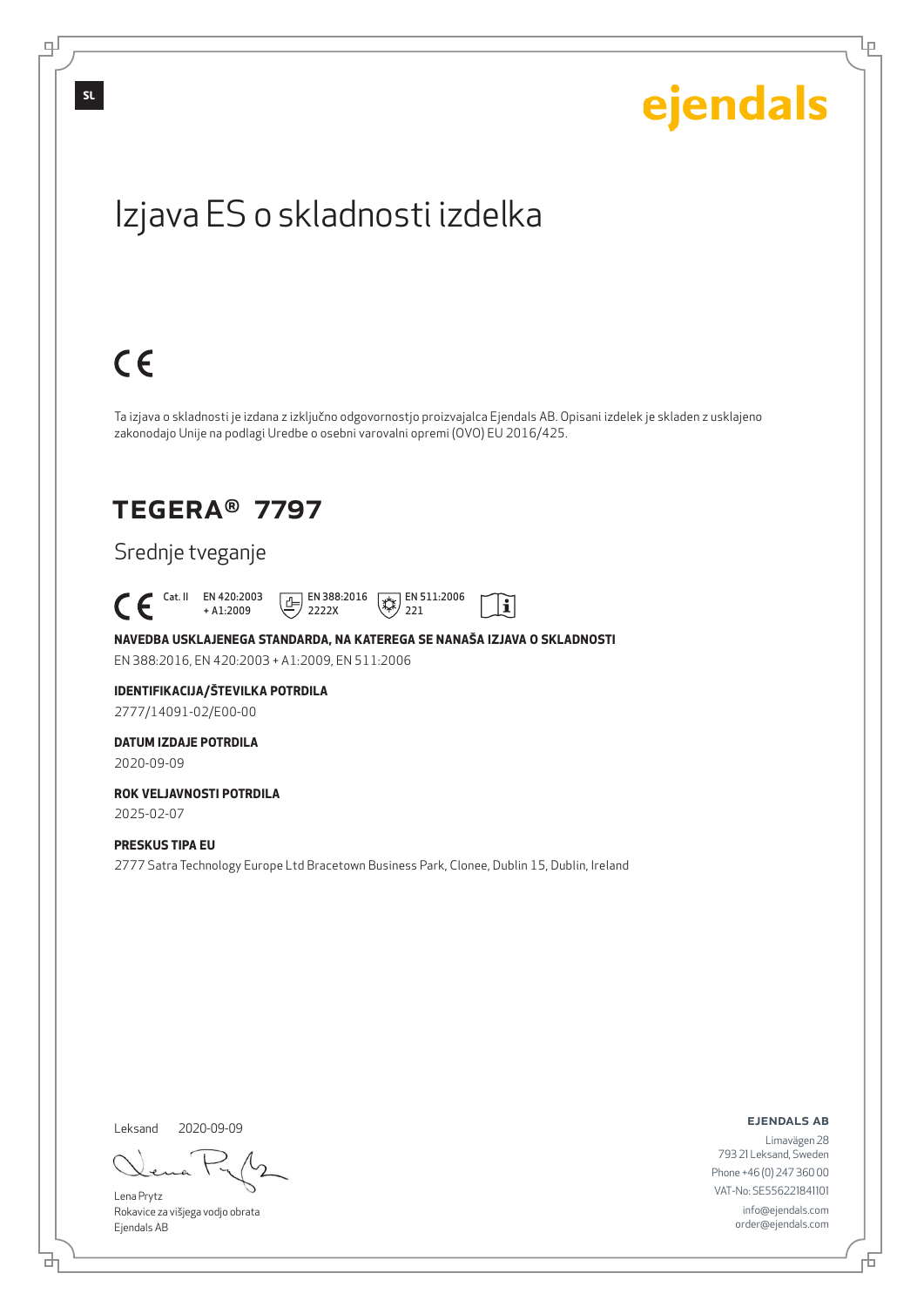SL

ejendals

# Izjava ES o skladnosti izdelka

CE

Ta izjava o skladnosti je izdana z izključno odgovornostjo proizvajalca Ejendals AB. Opisani izdelek je skladen z usklajeno zakonodajo Unije na podlagi Uredbe o osebni varovalni opremi (OVO) EU 2016/425.

## TEGERA® 7797

Srednje tveganje

CE Cat. II EN 420:2003 + A1:2009 EN 388:2016 2222X EN 511:2006 221

**NAVEDBA USKLAJENEGA STANDARDA, NA KATEREGA SE NANAŠA IZJAVA O SKLADNOSTI**

EN 388:2016, EN 420:2003 + A1:2009, EN 511:2006

**IDENTIFIKACIJA/ŠTEVILKA POTRDILA**

2777/14091-02/E00-00

**DATUM IZDAJE POTRDILA**

2020-09-09

**ROK VELJAVNOSTI POTRDILA**

2025-02-07

**PRESKUS TIPA EU**

2777 Satra Technology Europe Ltd Bracetown Business Park, Clonee, Dublin 15, Dublin, Ireland

Leksand 2020-09-09

Lena Prytz
Rokavice za višjega vodjo obrata
Ejendals AB

**EJENDALS AB**

Limavägen 28
793 21 Leksand, Sweden
Phone +46 (0) 247 360 00
VAT-No: SE556221841101
info@ejendals.com
order@ejendals.com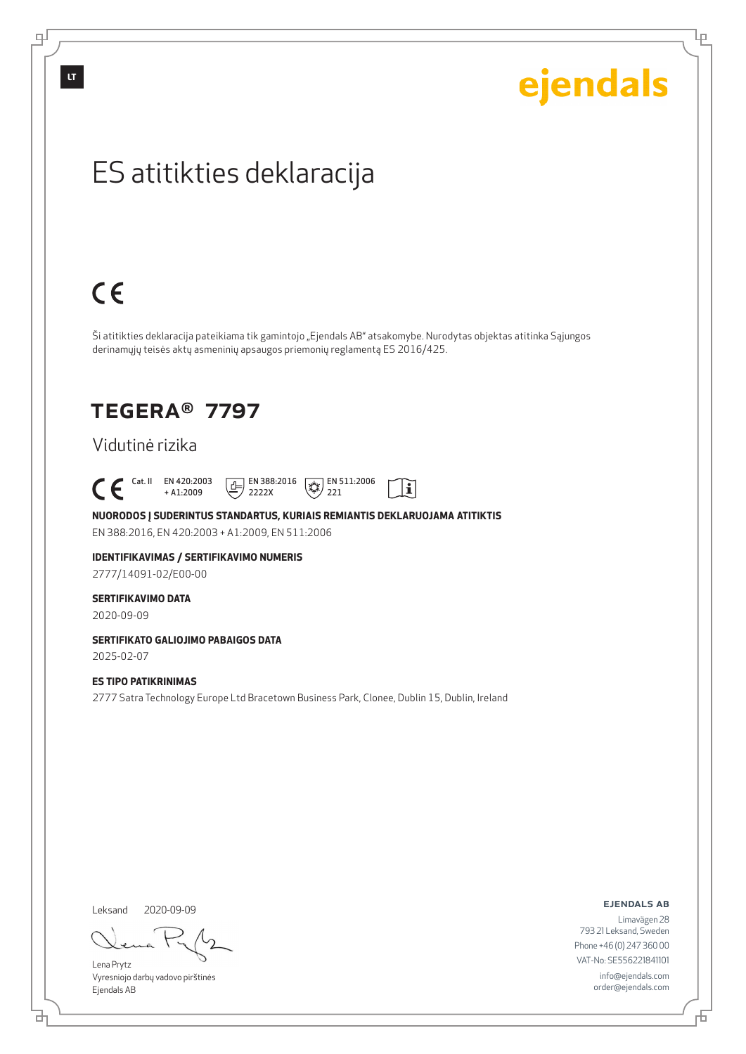LT

ejendals

# ES atitikties deklaracija

CE

Ši atitikties deklaracija pateikiama tik gamintojo „Ejendals AB" atsakomybe. Nurodytas objektas atitinka Sąjungos derinamųjų teisės aktų asmeninių apsaugos priemonių reglamentą ES 2016/425.

## TEGERA® 7797

Vidutinė rizika

CE Cat. II EN 420:2003 + A1:2009 EN 388:2016 2222X EN 511:2006 221

**NUORODOS Į SUDERINTUS STANDARTUS, KURIAIS REMIANTIS DEKLARUOJAMA ATITIKTIS**

EN 388:2016, EN 420:2003 + A1:2009, EN 511:2006

**IDENTIFIKAVIMAS / SERTIFIKAVIMO NUMERIS**

2777/14091-02/E00-00

**SERTIFIKAVIMO DATA**

2020-09-09

**SERTIFIKATO GALIOJIMO PABAIGOS DATA**

2025-02-07

**ES TIPO PATIKRINIMAS**

2777 Satra Technology Europe Ltd Bracetown Business Park, Clonee, Dublin 15, Dublin, Ireland

Leksand 2020-09-09

Lena Prytz
Vyresniojo darbų vadovo pirštinės
Ejendals AB

**EJENDALS AB**

Limavägen 28
793 21 Leksand, Sweden
Phone +46 (0) 247 360 00
VAT-No: SE556221841101
info@ejendals.com
order@ejendals.com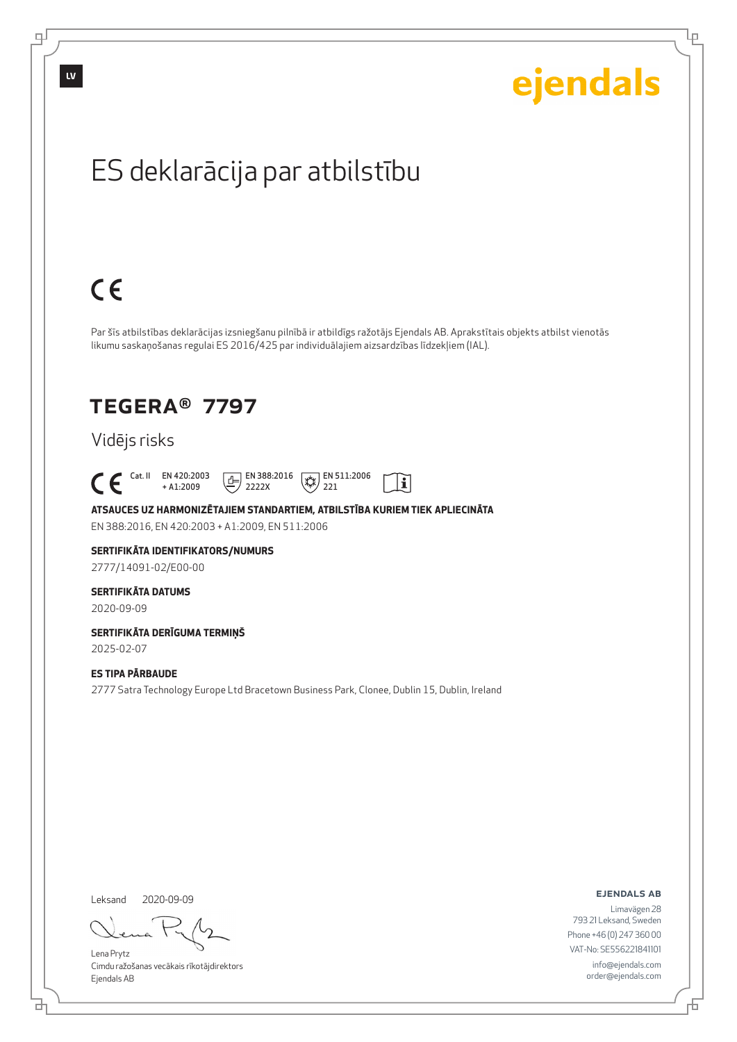LV

ejendals

# ES deklarācija par atbilstību

CE

Par šīs atbilstības deklarācijas izsniegšanu pilnībā ir atbildīgs ražotājs Ejendals AB. Aprakstītais objekts atbilst vienotās likumu saskaņošanas regulai ES 2016/425 par individuālajiem aizsardzības līdzekļiem (IAL).

## TEGERA® 7797

Vidējs risks

CE Cat. II EN 420:2003 + A1:2009 EN 388:2016 2222X EN 511:2006 221

**ATSAUCES UZ HARMONIZĒTAJIEM STANDARTIEM, ATBILSTĪBA KURIEM TIEK APLIECINĀTA**

EN 388:2016, EN 420:2003 + A1:2009, EN 511:2006

**SERTIFIKĀTA IDENTIFIKATORS/NUMURS**

2777/14091-02/E00-00

**SERTIFIKĀTA DATUMS**

2020-09-09

**SERTIFIKĀTA DERĪGUMA TERMIŅŠ**

2025-02-07

**ES TIPA PĀRBAUDE**

2777 Satra Technology Europe Ltd Bracetown Business Park, Clonee, Dublin 15, Dublin, Ireland

Leksand 2020-09-09

Lena Prytz
Cimdu ražošanas vecākais rīkotājdirektors
Ejendals AB

**EJENDALS AB**
Limavägen 28
793 21 Leksand, Sweden
Phone +46 (0) 247 360 00
VAT-No: SE556221841101
info@ejendals.com
order@ejendals.com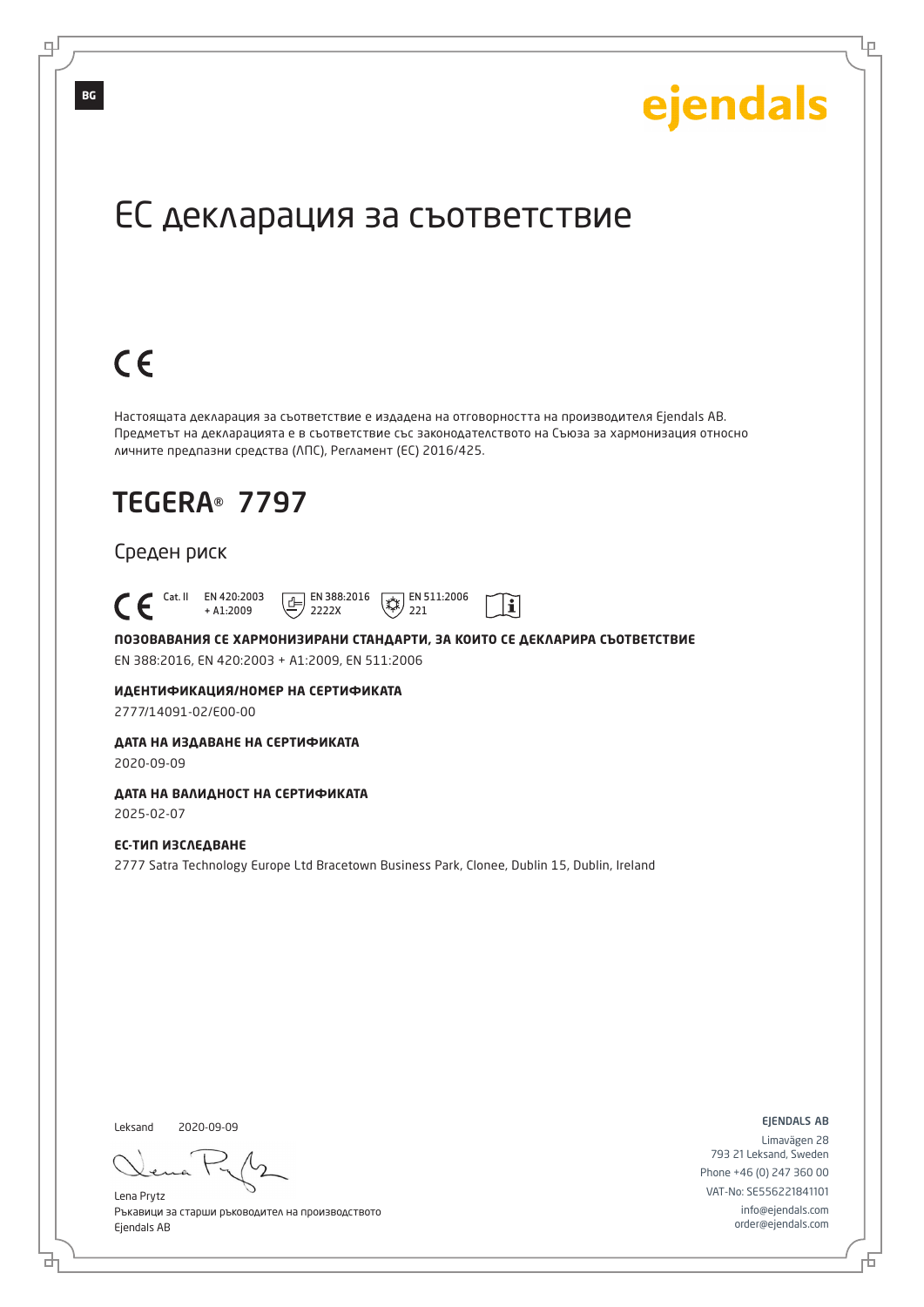BG

ejendals

# ЕС декларация за съответствие

CE

Настоящата декларация за съответствие е издадена на отговорността на производителя Ejendals AB. Предметът на декларацията е в съответствие със законодателството на Съюза за хармонизация относно личните предпазни средства (ЛПС), Регламент (ЕС) 2016/425.

## TEGERA® 7797

Среден риск

CE Cat. II EN 420:2003 + A1:2009 EN 388:2016 2222X EN 511:2006 221

**ПОЗОВАВАНИЯ СЕ ХАРМОНИЗИРАНИ СТАНДАРТИ, ЗА КОИТО СЕ ДЕКЛАРИРА СЪОТВЕТСТВИЕ**

EN 388:2016, EN 420:2003 + A1:2009, EN 511:2006

**ИДЕНТИФИКАЦИЯ/НОМЕР НА СЕРТИФИКАТА**

2777/14091-02/E00-00

**ДАТА НА ИЗДАВАНЕ НА СЕРТИФИКАТА**

2020-09-09

**ДАТА НА ВАЛИДНОСТ НА СЕРТИФИКАТА**

2025-02-07

**ЕС-ТИП ИЗСЛЕДВАНЕ**

2777 Satra Technology Europe Ltd Bracetown Business Park, Clonee, Dublin 15, Dublin, Ireland

Leksand 2020-09-09

Lena Prytz
Ръкавици за старши ръководител на производството
Ejendals AB

EJENDALS AB
Limavägen 28
793 21 Leksand, Sweden
Phone +46 (0) 247 360 00
VAT-No: SE556221841101
info@ejendals.com
order@ejendals.com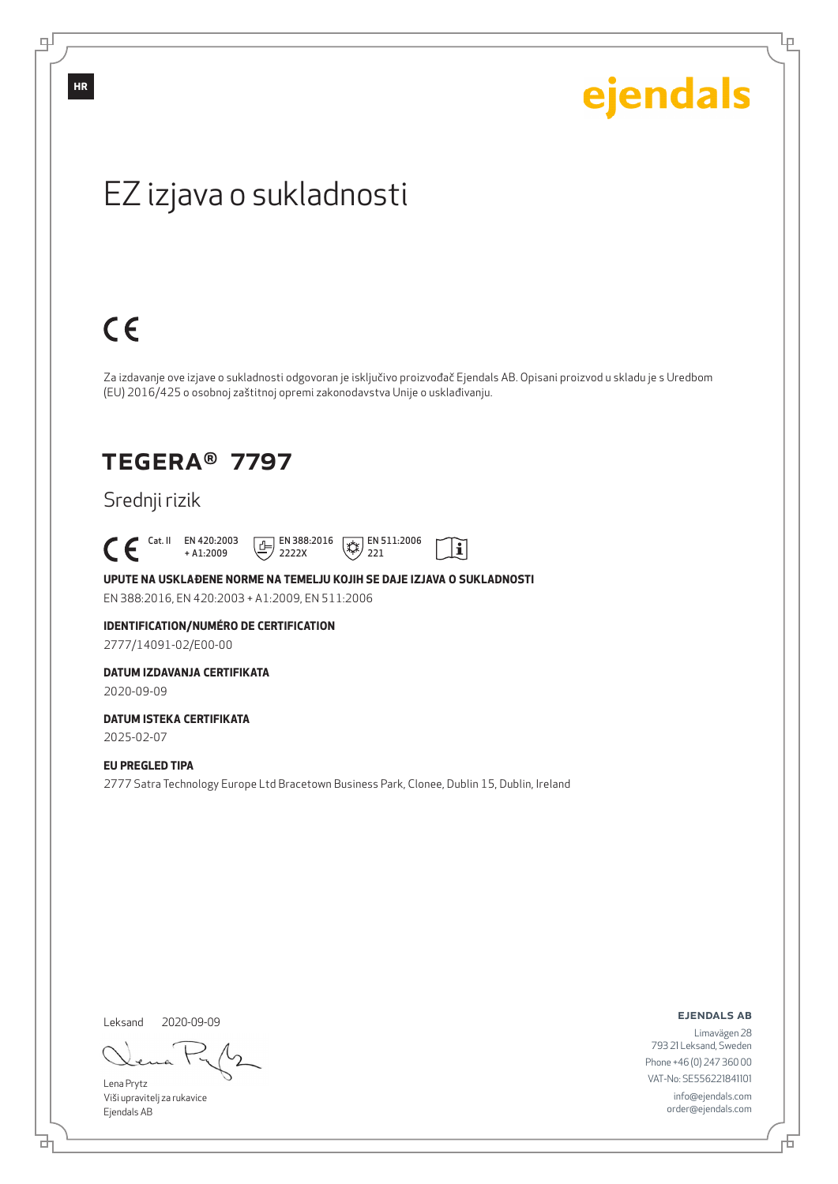HR

ejendals

# EZ izjava o sukladnosti

CE

Za izdavanje ove izjave o sukladnosti odgovoran je isključivo proizvođač Ejendals AB. Opisani proizvod u skladu je s Uredbom (EU) 2016/425 o osobnoj zaštitnoj opremi zakonodavstva Unije o usklađivanju.

## TEGERA® 7797

Srednji rizik

CE Cat. II EN 420:2003 + A1:2009 EN 388:2016 2222X EN 511:2006 221

**UPUTE NA USKLAĐENE NORME NA TEMELJU KOJIH SE DAJE IZJAVA O SUKLADNOSTI**

EN 388:2016, EN 420:2003 + A1:2009, EN 511:2006

**IDENTIFICATION/NUMÉRO DE CERTIFICATION**

2777/14091-02/E00-00

**DATUM IZDAVANJA CERTIFIKATA**

2020-09-09

**DATUM ISTEKA CERTIFIKATA**

2025-02-07

**EU PREGLED TIPA**

2777 Satra Technology Europe Ltd Bracetown Business Park, Clonee, Dublin 15, Dublin, Ireland

Leksand 2020-09-09

Lena Prytz
Viši upravitelj za rukavice
Ejendals AB

**EJENDALS AB**
Limavägen 28
793 21 Leksand, Sweden
Phone +46 (0) 247 360 00
VAT-No: SE556221841101
info@ejendals.com
order@ejendals.com